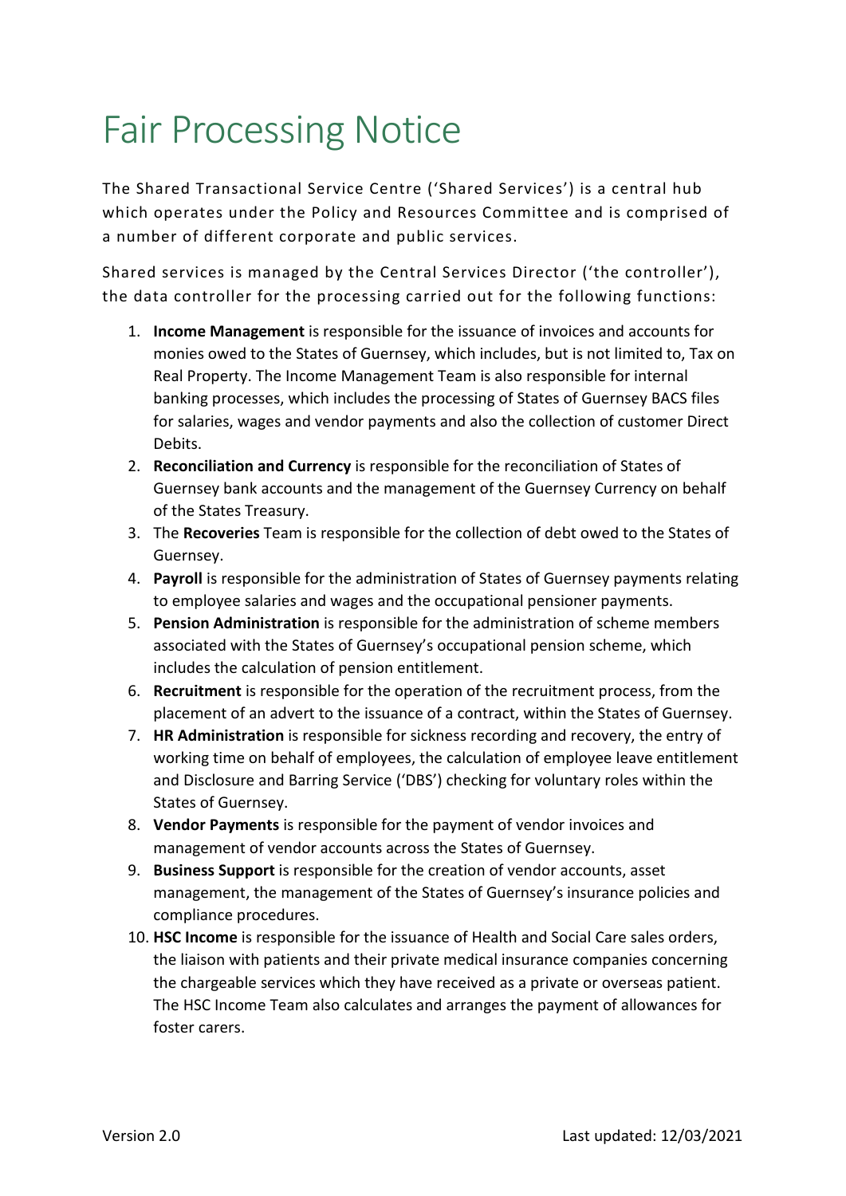# Fair Processing Notice

The Shared Transactional Service Centre ('Shared Services') is a central hub which operates under the Policy and Resources Committee and is comprised of a number of different corporate and public services.

Shared services is managed by the Central Services Director ('the controller'), the data controller for the processing carried out for the following functions:

1. **Income Management** is responsible for the issuance of invoices and accounts for monies owed to the States of Guernsey, which includes, but is not limited to, Tax on Real Property. The Income Management Team is also responsible for internal banking processes, which includes the processing of States of Guernsey BACS files for salaries, wages and vendor payments and also the collection of customer Direct Debits.
2. **Reconciliation and Currency** is responsible for the reconciliation of States of Guernsey bank accounts and the management of the Guernsey Currency on behalf of the States Treasury.
3. The **Recoveries** Team is responsible for the collection of debt owed to the States of Guernsey.
4. **Payroll** is responsible for the administration of States of Guernsey payments relating to employee salaries and wages and the occupational pensioner payments.
5. **Pension Administration** is responsible for the administration of scheme members associated with the States of Guernsey's occupational pension scheme, which includes the calculation of pension entitlement.
6. **Recruitment** is responsible for the operation of the recruitment process, from the placement of an advert to the issuance of a contract, within the States of Guernsey.
7. **HR Administration** is responsible for sickness recording and recovery, the entry of working time on behalf of employees, the calculation of employee leave entitlement and Disclosure and Barring Service ('DBS') checking for voluntary roles within the States of Guernsey.
8. **Vendor Payments** is responsible for the payment of vendor invoices and management of vendor accounts across the States of Guernsey.
9. **Business Support** is responsible for the creation of vendor accounts, asset management, the management of the States of Guernsey's insurance policies and compliance procedures.
10. **HSC Income** is responsible for the issuance of Health and Social Care sales orders, the liaison with patients and their private medical insurance companies concerning the chargeable services which they have received as a private or overseas patient. The HSC Income Team also calculates and arranges the payment of allowances for foster carers.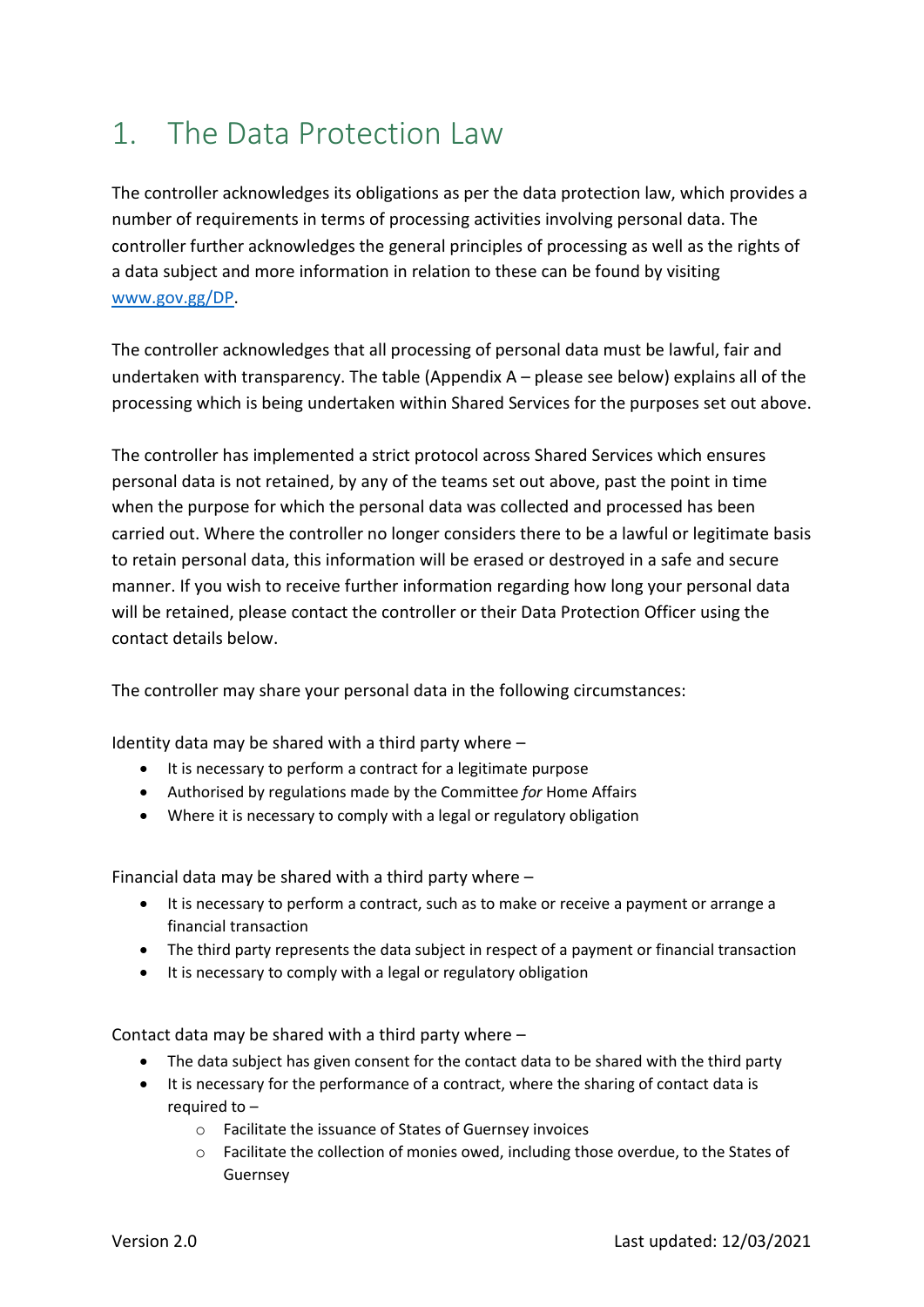# 1. The Data Protection Law

The controller acknowledges its obligations as per the data protection law, which provides a number of requirements in terms of processing activities involving personal data. The controller further acknowledges the general principles of processing as well as the rights of a data subject and more information in relation to these can be found by visiting [www.gov.gg/DP](www.gov.gg/DP).

The controller acknowledges that all processing of personal data must be lawful, fair and undertaken with transparency. The table (Appendix A – please see below) explains all of the processing which is being undertaken within Shared Services for the purposes set out above.

The controller has implemented a strict protocol across Shared Services which ensures personal data is not retained, by any of the teams set out above, past the point in time when the purpose for which the personal data was collected and processed has been carried out. Where the controller no longer considers there to be a lawful or legitimate basis to retain personal data, this information will be erased or destroyed in a safe and secure manner. If you wish to receive further information regarding how long your personal data will be retained, please contact the controller or their Data Protection Officer using the contact details below.

The controller may share your personal data in the following circumstances:

Identity data may be shared with a third party where –

- It is necessary to perform a contract for a legitimate purpose
- Authorised by regulations made by the Committee *for* Home Affairs
- Where it is necessary to comply with a legal or regulatory obligation

Financial data may be shared with a third party where –

- It is necessary to perform a contract, such as to make or receive a payment or arrange a financial transaction
- The third party represents the data subject in respect of a payment or financial transaction
- It is necessary to comply with a legal or regulatory obligation

Contact data may be shared with a third party where –

- The data subject has given consent for the contact data to be shared with the third party
- It is necessary for the performance of a contract, where the sharing of contact data is required to –
  - Facilitate the issuance of States of Guernsey invoices
  - Facilitate the collection of monies owed, including those overdue, to the States of Guernsey

Version 2.0 Last updated: 12/03/2021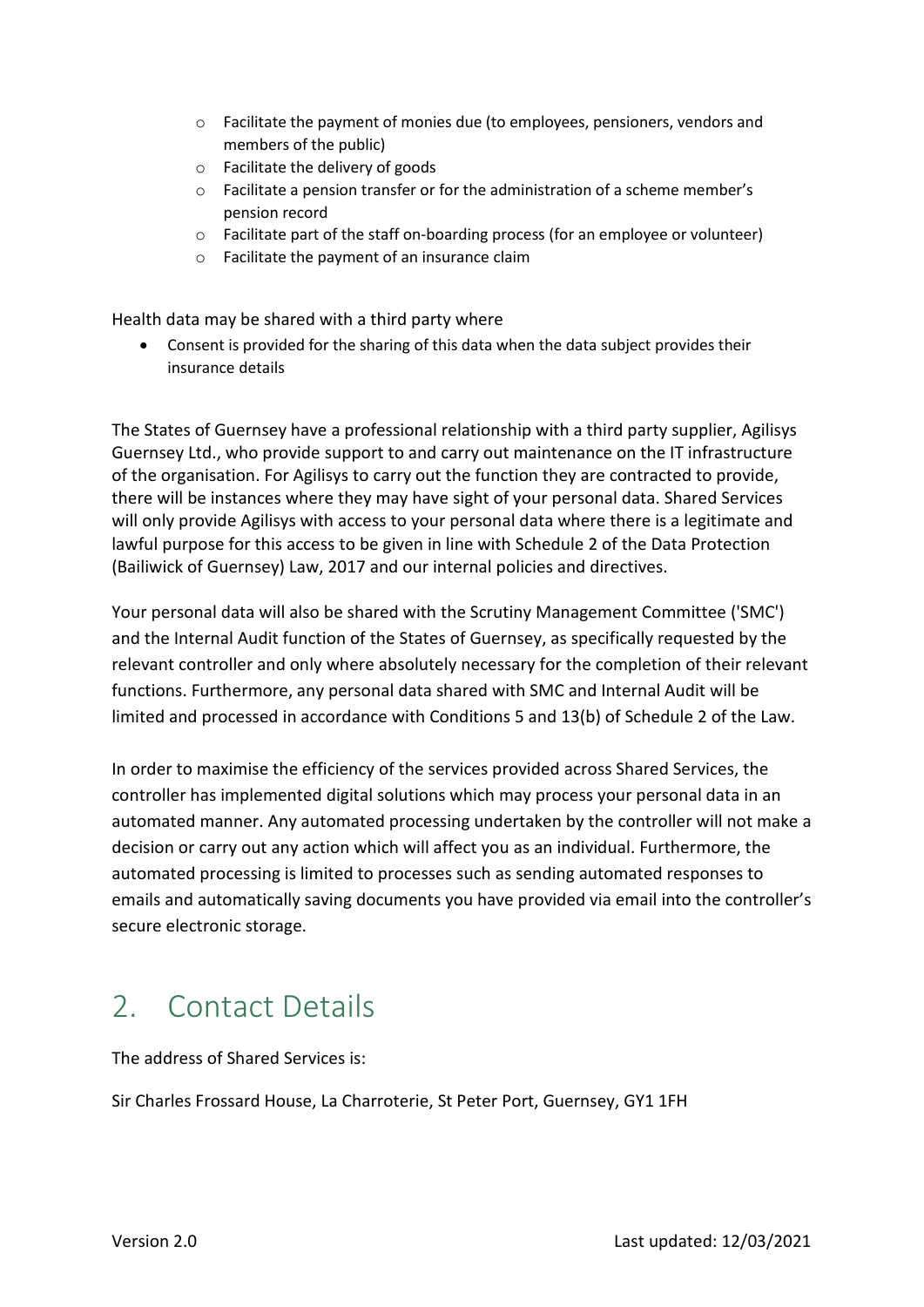- Facilitate the payment of monies due (to employees, pensioners, vendors and members of the public)
- Facilitate the delivery of goods
- Facilitate a pension transfer or for the administration of a scheme member's pension record
- Facilitate part of the staff on-boarding process (for an employee or volunteer)
- Facilitate the payment of an insurance claim

Health data may be shared with a third party where

- Consent is provided for the sharing of this data when the data subject provides their insurance details

The States of Guernsey have a professional relationship with a third party supplier, Agilisys Guernsey Ltd., who provide support to and carry out maintenance on the IT infrastructure of the organisation. For Agilisys to carry out the function they are contracted to provide, there will be instances where they may have sight of your personal data. Shared Services will only provide Agilisys with access to your personal data where there is a legitimate and lawful purpose for this access to be given in line with Schedule 2 of the Data Protection (Bailiwick of Guernsey) Law, 2017 and our internal policies and directives.

Your personal data will also be shared with the Scrutiny Management Committee ('SMC') and the Internal Audit function of the States of Guernsey, as specifically requested by the relevant controller and only where absolutely necessary for the completion of their relevant functions. Furthermore, any personal data shared with SMC and Internal Audit will be limited and processed in accordance with Conditions 5 and 13(b) of Schedule 2 of the Law.

In order to maximise the efficiency of the services provided across Shared Services, the controller has implemented digital solutions which may process your personal data in an automated manner. Any automated processing undertaken by the controller will not make a decision or carry out any action which will affect you as an individual. Furthermore, the automated processing is limited to processes such as sending automated responses to emails and automatically saving documents you have provided via email into the controller's secure electronic storage.

## 2. Contact Details

The address of Shared Services is:

Sir Charles Frossard House, La Charroterie, St Peter Port, Guernsey, GY1 1FH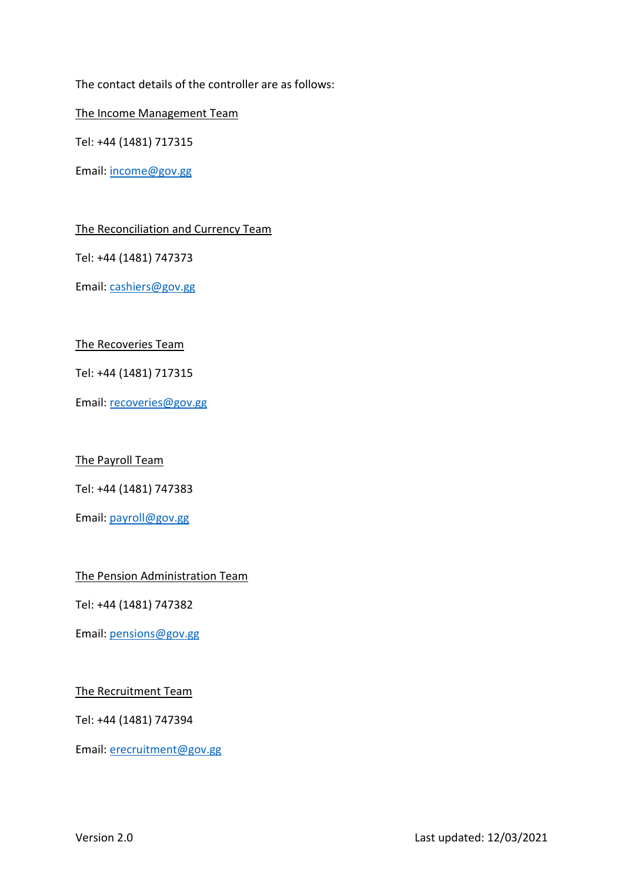The contact details of the controller are as follows:

The Income Management Team

Tel: +44 (1481) 717315

Email: income@gov.gg

The Reconciliation and Currency Team

Tel: +44 (1481) 747373

Email: cashiers@gov.gg

The Recoveries Team

Tel: +44 (1481) 717315

Email: recoveries@gov.gg

The Payroll Team

Tel: +44 (1481) 747383

Email: payroll@gov.gg

The Pension Administration Team

Tel: +44 (1481) 747382

Email: pensions@gov.gg

The Recruitment Team

Tel: +44 (1481) 747394

Email: erecruitment@gov.gg

Version 2.0 Last updated: 12/03/2021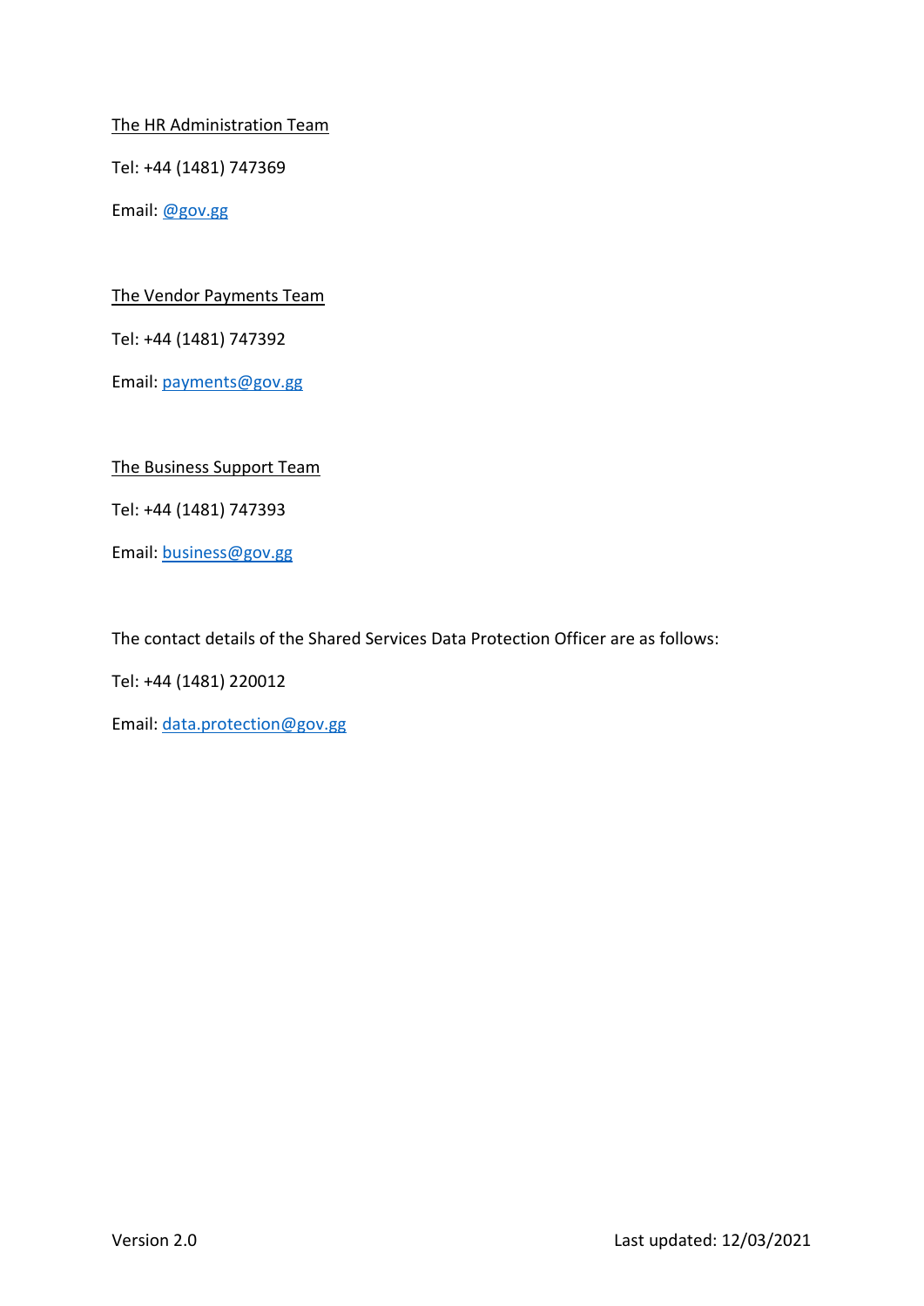The HR Administration Team

Tel: +44 (1481) 747369

Email: @gov.gg

The Vendor Payments Team

Tel: +44 (1481) 747392

Email: payments@gov.gg

The Business Support Team

Tel: +44 (1481) 747393

Email: business@gov.gg

The contact details of the Shared Services Data Protection Officer are as follows:

Tel: +44 (1481) 220012

Email: data.protection@gov.gg

Version 2.0 Last updated: 12/03/2021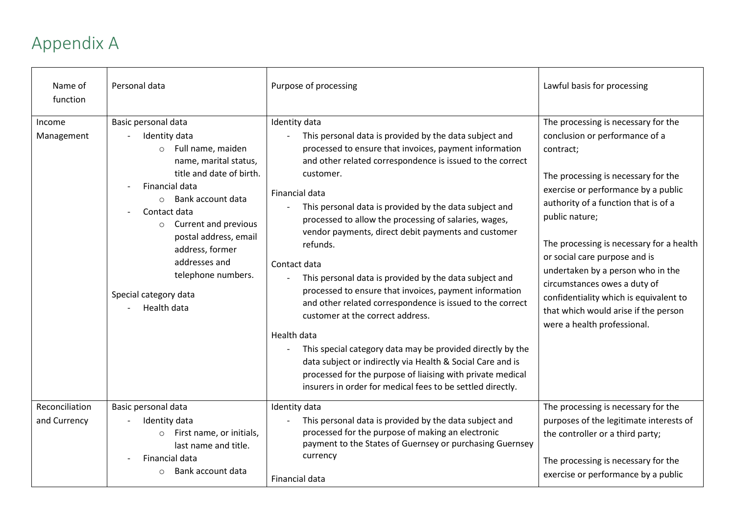# Appendix A

| Name of function | Personal data | Purpose of processing | Lawful basis for processing |
|---|---|---|---|
| Income Management | Basic personal data<br>- Identity data<br>  ○ Full name, maiden name, marital status, title and date of birth.<br>- Financial data<br>  ○ Bank account data<br>- Contact data<br>  ○ Current and previous postal address, email address, former addresses and telephone numbers.<br><br>Special category data<br>- Health data | Identity data<br>- This personal data is provided by the data subject and processed to ensure that invoices, payment information and other related correspondence is issued to the correct customer.<br><br>Financial data<br>- This personal data is provided by the data subject and processed to allow the processing of salaries, wages, vendor payments, direct debit payments and customer refunds.<br><br>Contact data<br>- This personal data is provided by the data subject and processed to ensure that invoices, payment information and other related correspondence is issued to the correct customer at the correct address.<br><br>Health data<br>- This special category data may be provided directly by the data subject or indirectly via Health & Social Care and is processed for the purpose of liaising with private medical insurers in order for medical fees to be settled directly. | The processing is necessary for the conclusion or performance of a contract;<br><br>The processing is necessary for the exercise or performance by a public authority of a function that is of a public nature;<br><br>The processing is necessary for a health or social care purpose and is undertaken by a person who in the circumstances owes a duty of confidentiality which is equivalent to that which would arise if the person were a health professional. |
| Reconciliation and Currency | Basic personal data<br>- Identity data<br>  ○ First name, or initials, last name and title.<br>- Financial data<br>  ○ Bank account data | Identity data<br>- This personal data is provided by the data subject and processed for the purpose of making an electronic payment to the States of Guernsey or purchasing Guernsey currency<br><br>Financial data | The processing is necessary for the purposes of the legitimate interests of the controller or a third party;<br><br>The processing is necessary for the exercise or performance by a public |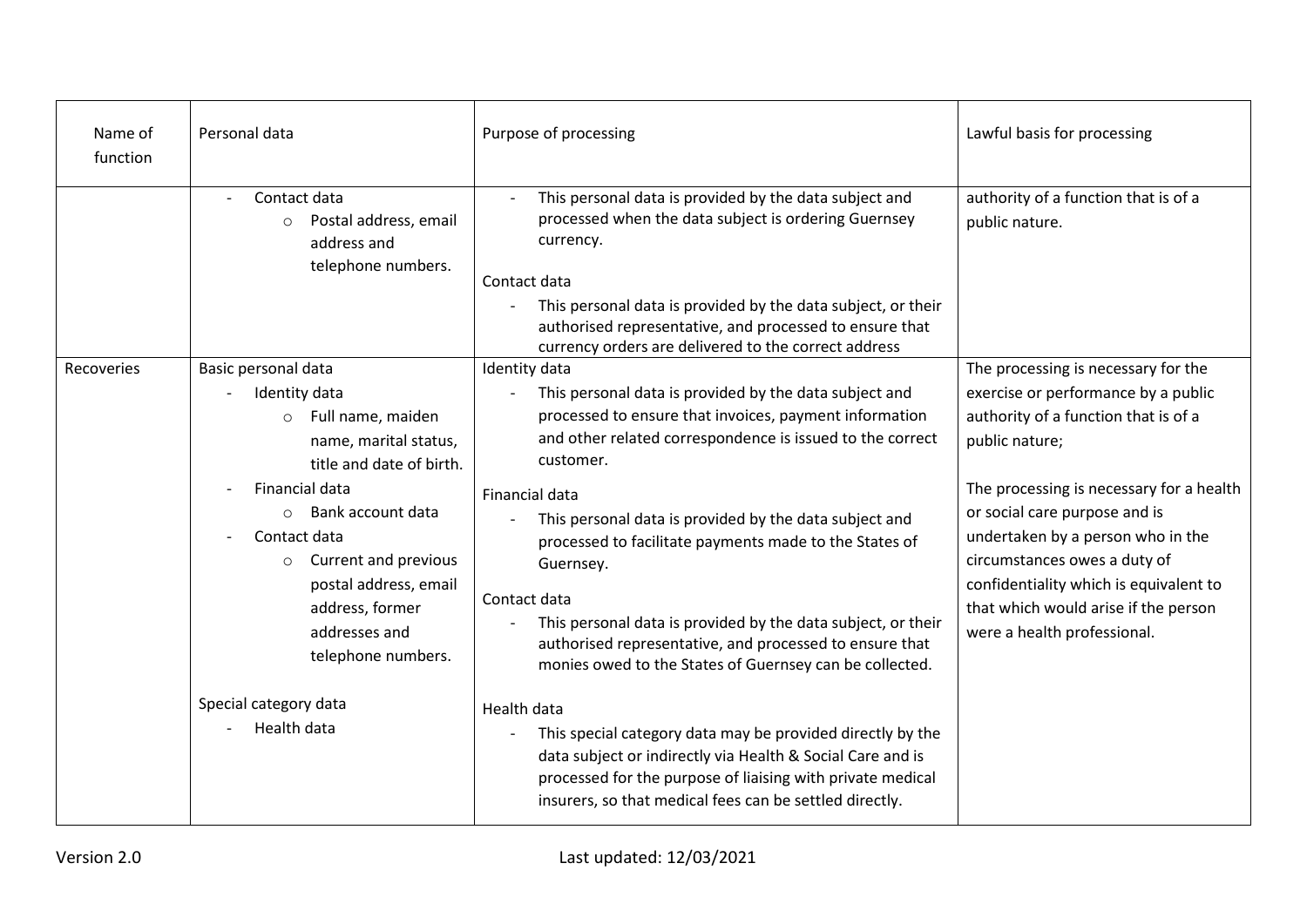| Name of function | Personal data | Purpose of processing | Lawful basis for processing |
|---|---|---|---|
| | - Contact data<br>  ○ Postal address, email address and telephone numbers. | - This personal data is provided by the data subject and processed when the data subject is ordering Guernsey currency.<br><br>Contact data<br>- This personal data is provided by the data subject, or their authorised representative, and processed to ensure that currency orders are delivered to the correct address | authority of a function that is of a public nature. |
| Recoveries | Basic personal data<br>- Identity data<br>  ○ Full name, maiden name, marital status, title and date of birth.<br>- Financial data<br>  ○ Bank account data<br>- Contact data<br>  ○ Current and previous postal address, email address, former addresses and telephone numbers.<br><br>Special category data<br>- Health data | Identity data<br>- This personal data is provided by the data subject and processed to ensure that invoices, payment information and other related correspondence is issued to the correct customer.<br><br>Financial data<br>- This personal data is provided by the data subject and processed to facilitate payments made to the States of Guernsey.<br><br>Contact data<br>- This personal data is provided by the data subject, or their authorised representative, and processed to ensure that monies owed to the States of Guernsey can be collected.<br><br>Health data<br>- This special category data may be provided directly by the data subject or indirectly via Health & Social Care and is processed for the purpose of liaising with private medical insurers, so that medical fees can be settled directly. | The processing is necessary for the exercise or performance by a public authority of a function that is of a public nature;<br><br>The processing is necessary for a health or social care purpose and is undertaken by a person who in the circumstances owes a duty of confidentiality which is equivalent to that which would arise if the person were a health professional. |

Version 2.0 Last updated: 12/03/2021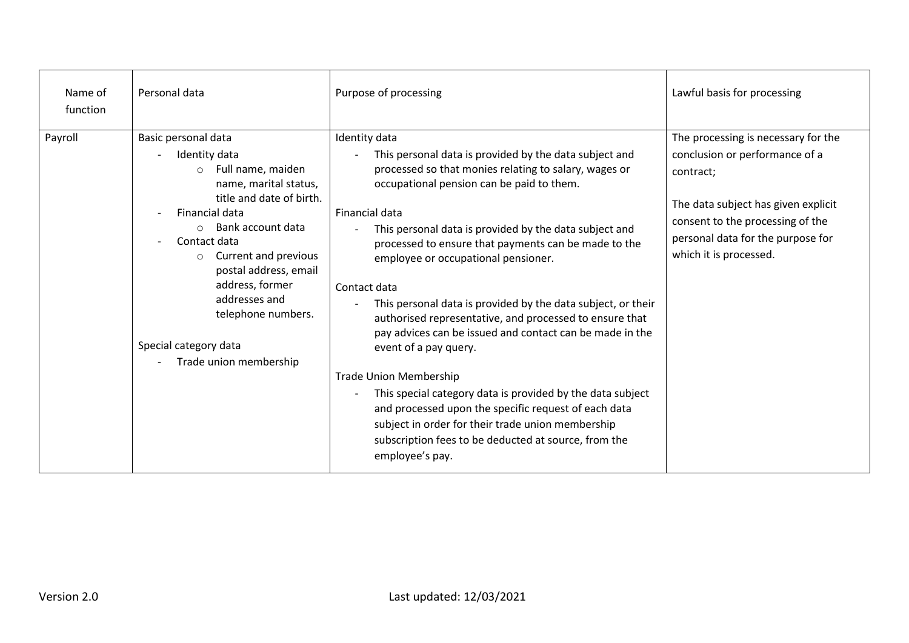| Name of function | Personal data | Purpose of processing | Lawful basis for processing |
|---|---|---|---|
| Payroll | Basic personal data<br>- Identity data<br>  ○ Full name, maiden name, marital status, title and date of birth.<br>- Financial data<br>  ○ Bank account data<br>- Contact data<br>  ○ Current and previous postal address, email address, former addresses and telephone numbers.<br><br>Special category data<br>- Trade union membership | Identity data<br>- This personal data is provided by the data subject and processed so that monies relating to salary, wages or occupational pension can be paid to them.<br><br>Financial data<br>- This personal data is provided by the data subject and processed to ensure that payments can be made to the employee or occupational pensioner.<br><br>Contact data<br>- This personal data is provided by the data subject, or their authorised representative, and processed to ensure that pay advices can be issued and contact can be made in the event of a pay query.<br><br>Trade Union Membership<br>- This special category data is provided by the data subject and processed upon the specific request of each data subject in order for their trade union membership subscription fees to be deducted at source, from the employee's pay. | The processing is necessary for the conclusion or performance of a contract;<br><br>The data subject has given explicit consent to the processing of the personal data for the purpose for which it is processed. |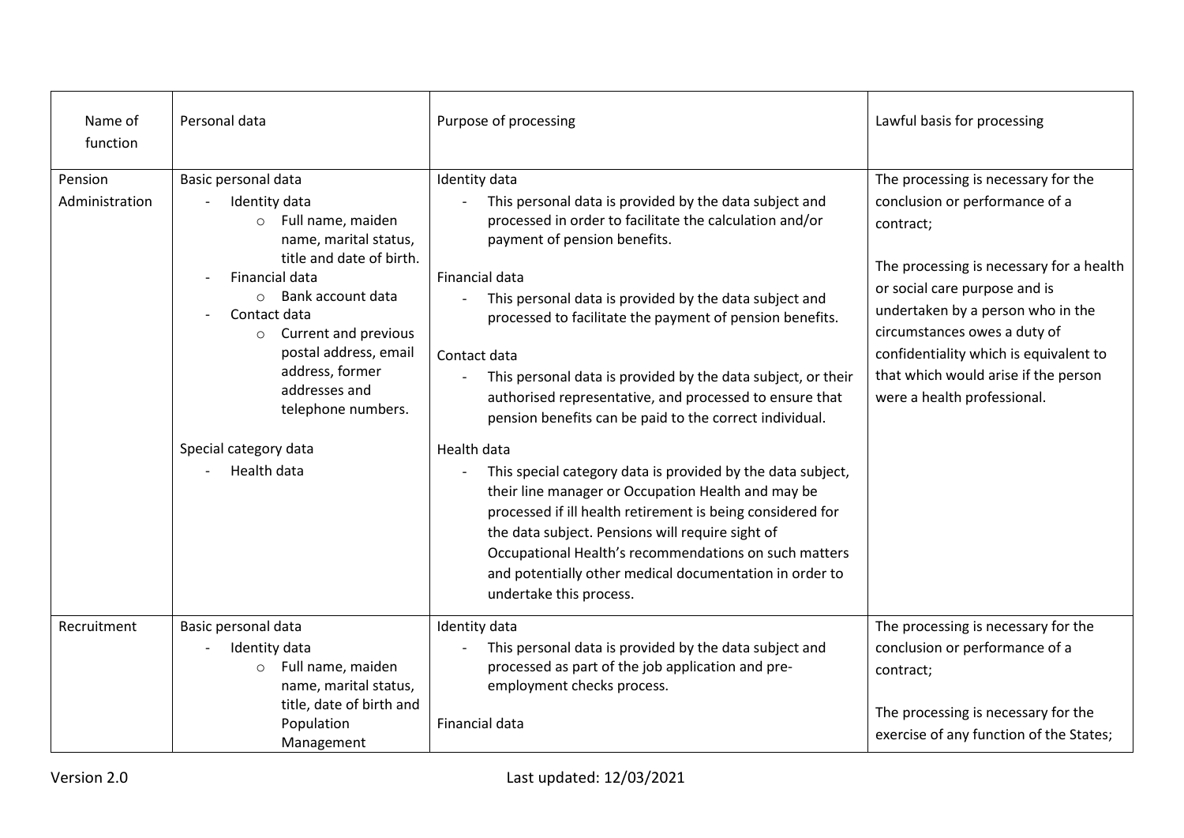| Name of function | Personal data | Purpose of processing | Lawful basis for processing |
|---|---|---|---|
| Pension Administration | Basic personal data<br>- Identity data<br>&nbsp;&nbsp;○ Full name, maiden name, marital status, title and date of birth.<br>- Financial data<br>&nbsp;&nbsp;○ Bank account data<br>- Contact data<br>&nbsp;&nbsp;○ Current and previous postal address, email address, former addresses and telephone numbers.<br><br>Special category data<br>- Health data | Identity data<br>- This personal data is provided by the data subject and processed in order to facilitate the calculation and/or payment of pension benefits.<br><br>Financial data<br>- This personal data is provided by the data subject and processed to facilitate the payment of pension benefits.<br><br>Contact data<br>- This personal data is provided by the data subject, or their authorised representative, and processed to ensure that pension benefits can be paid to the correct individual.<br><br>Health data<br>- This special category data is provided by the data subject, their line manager or Occupation Health and may be processed if ill health retirement is being considered for the data subject. Pensions will require sight of Occupational Health's recommendations on such matters and potentially other medical documentation in order to undertake this process. | The processing is necessary for the conclusion or performance of a contract;<br><br>The processing is necessary for a health or social care purpose and is undertaken by a person who in the circumstances owes a duty of confidentiality which is equivalent to that which would arise if the person were a health professional. |
| Recruitment | Basic personal data<br>- Identity data<br>&nbsp;&nbsp;○ Full name, maiden name, marital status, title, date of birth and Population Management | Identity data<br>- This personal data is provided by the data subject and processed as part of the job application and pre-employment checks process.<br><br>Financial data | The processing is necessary for the conclusion or performance of a contract;<br><br>The processing is necessary for the exercise of any function of the States; |

Version 2.0 Last updated: 12/03/2021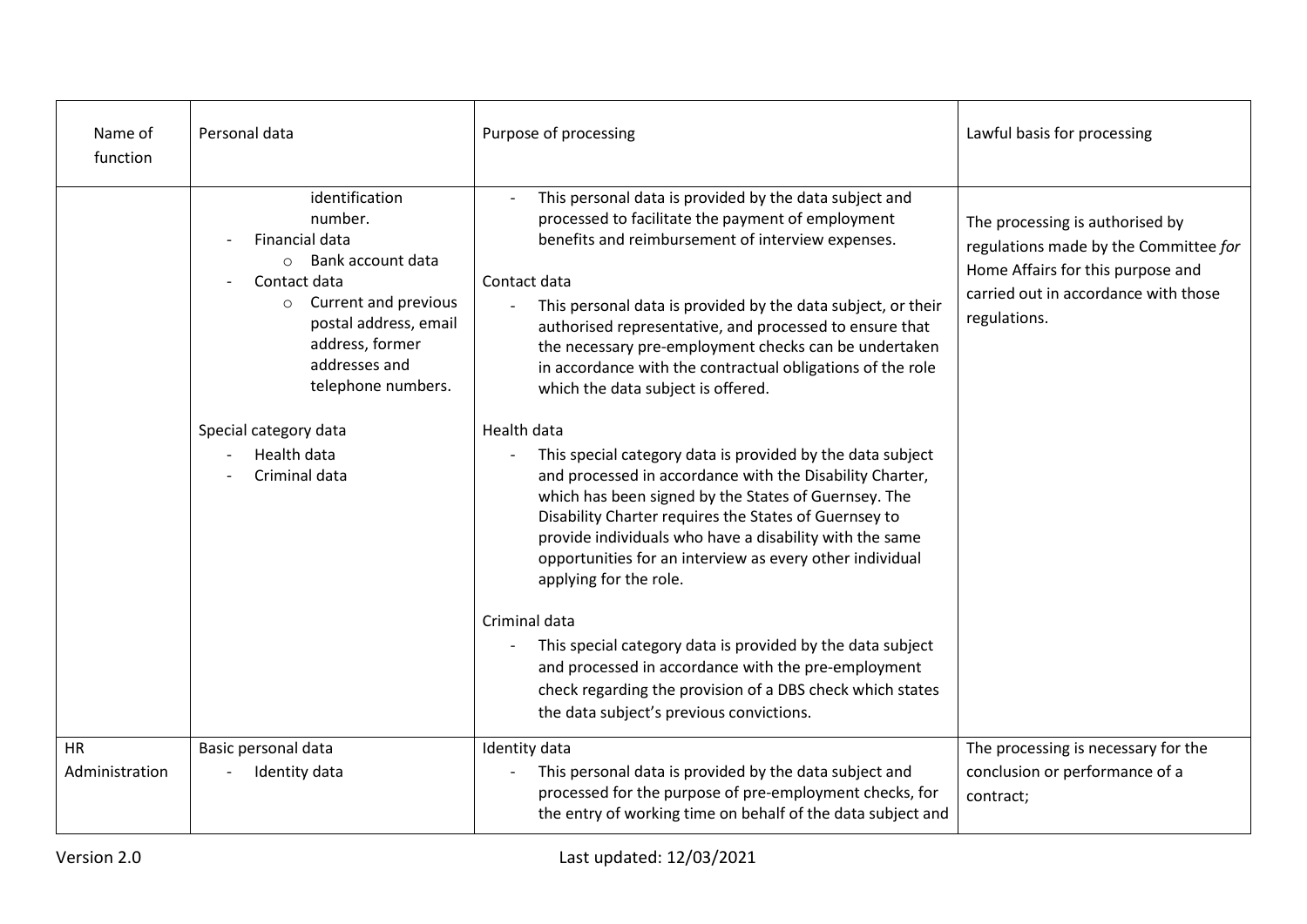| Name of function | Personal data | Purpose of processing | Lawful basis for processing |
| --- | --- | --- | --- |
| | identification number.<br>- Financial data<br>&nbsp;&nbsp;&nbsp;&nbsp;○ Bank account data<br>- Contact data<br>&nbsp;&nbsp;&nbsp;&nbsp;○ Current and previous postal address, email address, former addresses and telephone numbers.<br><br>Special category data<br>- Health data<br>- Criminal data | - This personal data is provided by the data subject and processed to facilitate the payment of employment benefits and reimbursement of interview expenses.<br><br>Contact data<br>- This personal data is provided by the data subject, or their authorised representative, and processed to ensure that the necessary pre-employment checks can be undertaken in accordance with the contractual obligations of the role which the data subject is offered.<br><br>Health data<br>- This special category data is provided by the data subject and processed in accordance with the Disability Charter, which has been signed by the States of Guernsey. The Disability Charter requires the States of Guernsey to provide individuals who have a disability with the same opportunities for an interview as every other individual applying for the role.<br><br>Criminal data<br>- This special category data is provided by the data subject and processed in accordance with the pre-employment check regarding the provision of a DBS check which states the data subject's previous convictions. | The processing is authorised by regulations made by the Committee *for* Home Affairs for this purpose and carried out in accordance with those regulations. |
| HR Administration | Basic personal data<br>- Identity data | Identity data<br>- This personal data is provided by the data subject and processed for the purpose of pre-employment checks, for the entry of working time on behalf of the data subject and | The processing is necessary for the conclusion or performance of a contract; |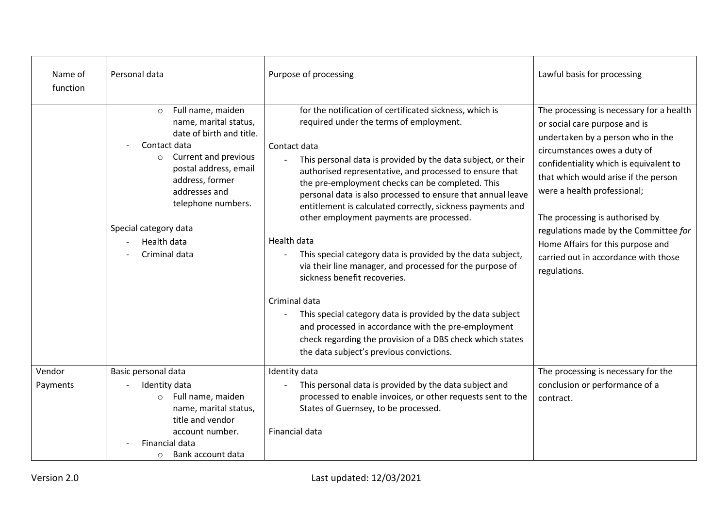| Name of function | Personal data | Purpose of processing | Lawful basis for processing |
|---|---|---|---|
| | ○ Full name, maiden name, marital status, date of birth and title.<br>- Contact data<br>○ Current and previous postal address, email address, former addresses and telephone numbers.<br><br>Special category data<br>- Health data<br>- Criminal data | for the notification of certificated sickness, which is required under the terms of employment.<br><br>Contact data<br>- This personal data is provided by the data subject, or their authorised representative, and processed to ensure that the pre-employment checks can be completed. This personal data is also processed to ensure that annual leave entitlement is calculated correctly, sickness payments and other employment payments are processed.<br><br>Health data<br>- This special category data is provided by the data subject, via their line manager, and processed for the purpose of sickness benefit recoveries.<br><br>Criminal data<br>- This special category data is provided by the data subject and processed in accordance with the pre-employment check regarding the provision of a DBS check which states the data subject's previous convictions. | The processing is necessary for a health or social care purpose and is undertaken by a person who in the circumstances owes a duty of confidentiality which is equivalent to that which would arise if the person were a health professional;<br><br>The processing is authorised by regulations made by the Committee *for* Home Affairs for this purpose and carried out in accordance with those regulations. |
| Vendor Payments | Basic personal data<br>- Identity data<br>○ Full name, maiden name, marital status, title and vendor account number.<br>- Financial data<br>○ Bank account data | Identity data<br>- This personal data is provided by the data subject and processed to enable invoices, or other requests sent to the States of Guernsey, to be processed.<br><br>Financial data | The processing is necessary for the conclusion or performance of a contract. |

Version 2.0 Last updated: 12/03/2021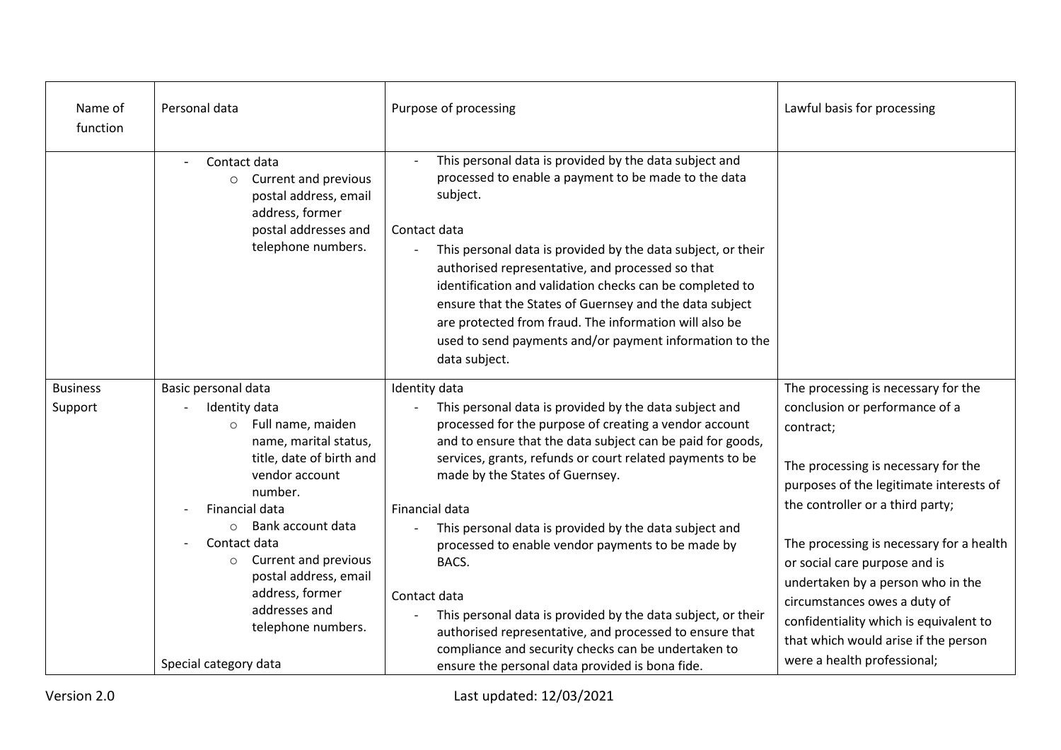| Name of function | Personal data | Purpose of processing | Lawful basis for processing |
|---|---|---|---|
| | - Contact data<br>&nbsp;&nbsp;&nbsp;&nbsp;o Current and previous postal address, email address, former postal addresses and telephone numbers. | - This personal data is provided by the data subject and processed to enable a payment to be made to the data subject.<br><br>Contact data<br>- This personal data is provided by the data subject, or their authorised representative, and processed so that identification and validation checks can be completed to ensure that the States of Guernsey and the data subject are protected from fraud. The information will also be used to send payments and/or payment information to the data subject. | |
| Business Support | Basic personal data<br>- Identity data<br>&nbsp;&nbsp;&nbsp;&nbsp;o Full name, maiden name, marital status, title, date of birth and vendor account number.<br>- Financial data<br>&nbsp;&nbsp;&nbsp;&nbsp;o Bank account data<br>- Contact data<br>&nbsp;&nbsp;&nbsp;&nbsp;o Current and previous postal address, email address, former addresses and telephone numbers.<br><br>Special category data | Identity data<br>- This personal data is provided by the data subject and processed for the purpose of creating a vendor account and to ensure that the data subject can be paid for goods, services, grants, refunds or court related payments to be made by the States of Guernsey.<br><br>Financial data<br>- This personal data is provided by the data subject and processed to enable vendor payments to be made by BACS.<br><br>Contact data<br>- This personal data is provided by the data subject, or their authorised representative, and processed to ensure that compliance and security checks can be undertaken to ensure the personal data provided is bona fide. | The processing is necessary for the conclusion or performance of a contract;<br><br>The processing is necessary for the purposes of the legitimate interests of the controller or a third party;<br><br>The processing is necessary for a health or social care purpose and is undertaken by a person who in the circumstances owes a duty of confidentiality which is equivalent to that which would arise if the person were a health professional; |

Version 2.0 Last updated: 12/03/2021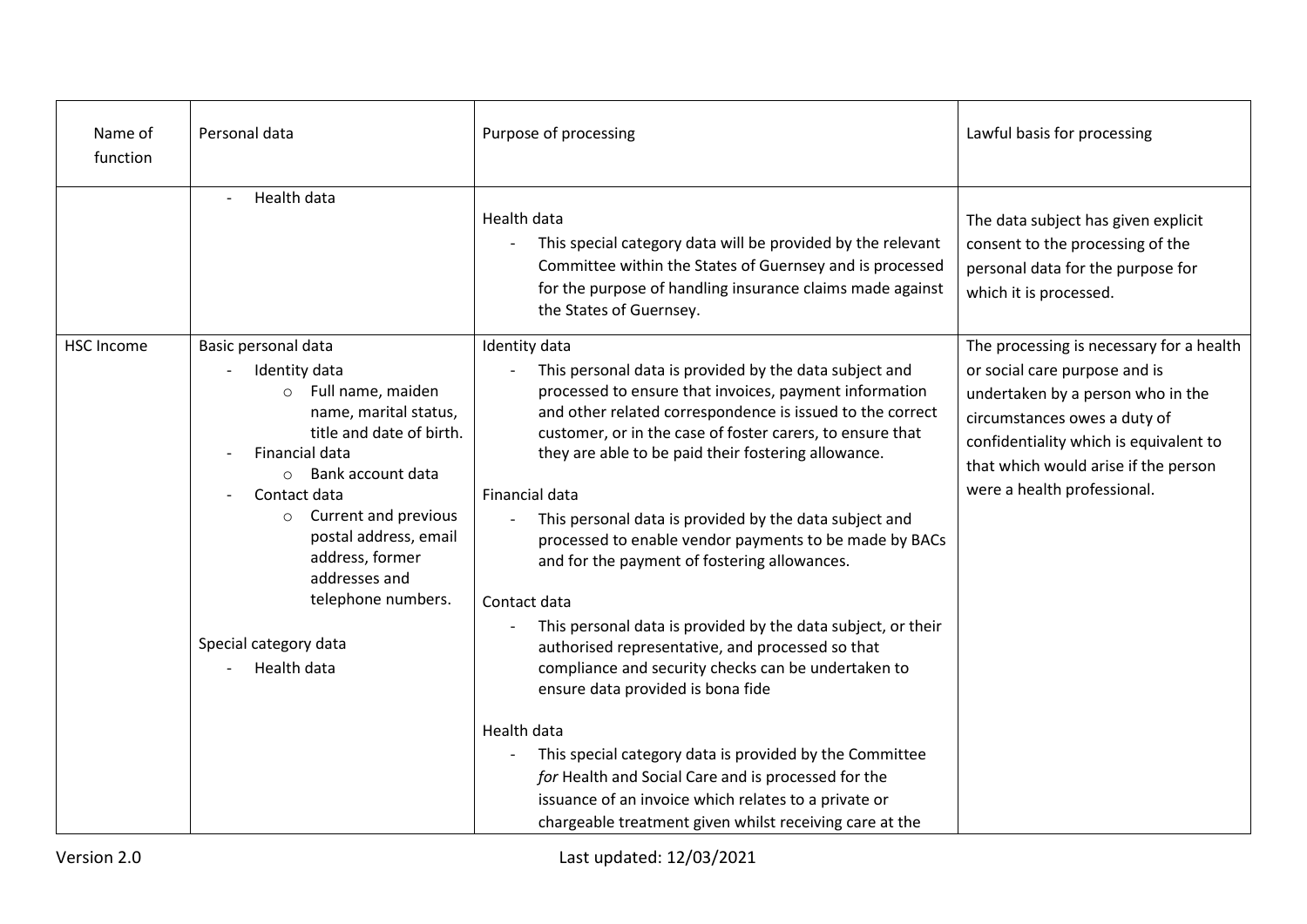| Name of function | Personal data | Purpose of processing | Lawful basis for processing |
|---|---|---|---|
| | - Health data | Health data<br>- This special category data will be provided by the relevant Committee within the States of Guernsey and is processed for the purpose of handling insurance claims made against the States of Guernsey. | The data subject has given explicit consent to the processing of the personal data for the purpose for which it is processed. |
| HSC Income | Basic personal data<br>- Identity data<br>&nbsp;&nbsp;&nbsp;&nbsp;o Full name, maiden name, marital status, title and date of birth.<br>- Financial data<br>&nbsp;&nbsp;&nbsp;&nbsp;o Bank account data<br>- Contact data<br>&nbsp;&nbsp;&nbsp;&nbsp;o Current and previous postal address, email address, former addresses and telephone numbers.<br><br>Special category data<br>- Health data | Identity data<br>- This personal data is provided by the data subject and processed to ensure that invoices, payment information and other related correspondence is issued to the correct customer, or in the case of foster carers, to ensure that they are able to be paid their fostering allowance.<br><br>Financial data<br>- This personal data is provided by the data subject and processed to enable vendor payments to be made by BACs and for the payment of fostering allowances.<br><br>Contact data<br>- This personal data is provided by the data subject, or their authorised representative, and processed so that compliance and security checks can be undertaken to ensure data provided is bona fide<br><br>Health data<br>- This special category data is provided by the Committee *for* Health and Social Care and is processed for the issuance of an invoice which relates to a private or chargeable treatment given whilst receiving care at the | The processing is necessary for a health or social care purpose and is undertaken by a person who in the circumstances owes a duty of confidentiality which is equivalent to that which would arise if the person were a health professional. |

Version 2.0 Last updated: 12/03/2021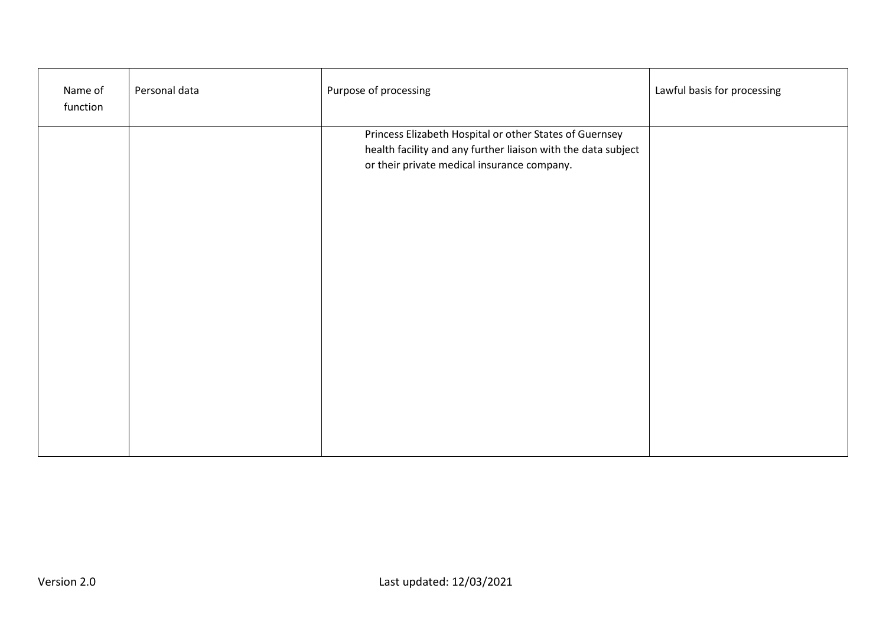| Name of function | Personal data | Purpose of processing | Lawful basis for processing |
|---|---|---|---|
| | | Princess Elizabeth Hospital or other States of Guernsey health facility and any further liaison with the data subject or their private medical insurance company. | |